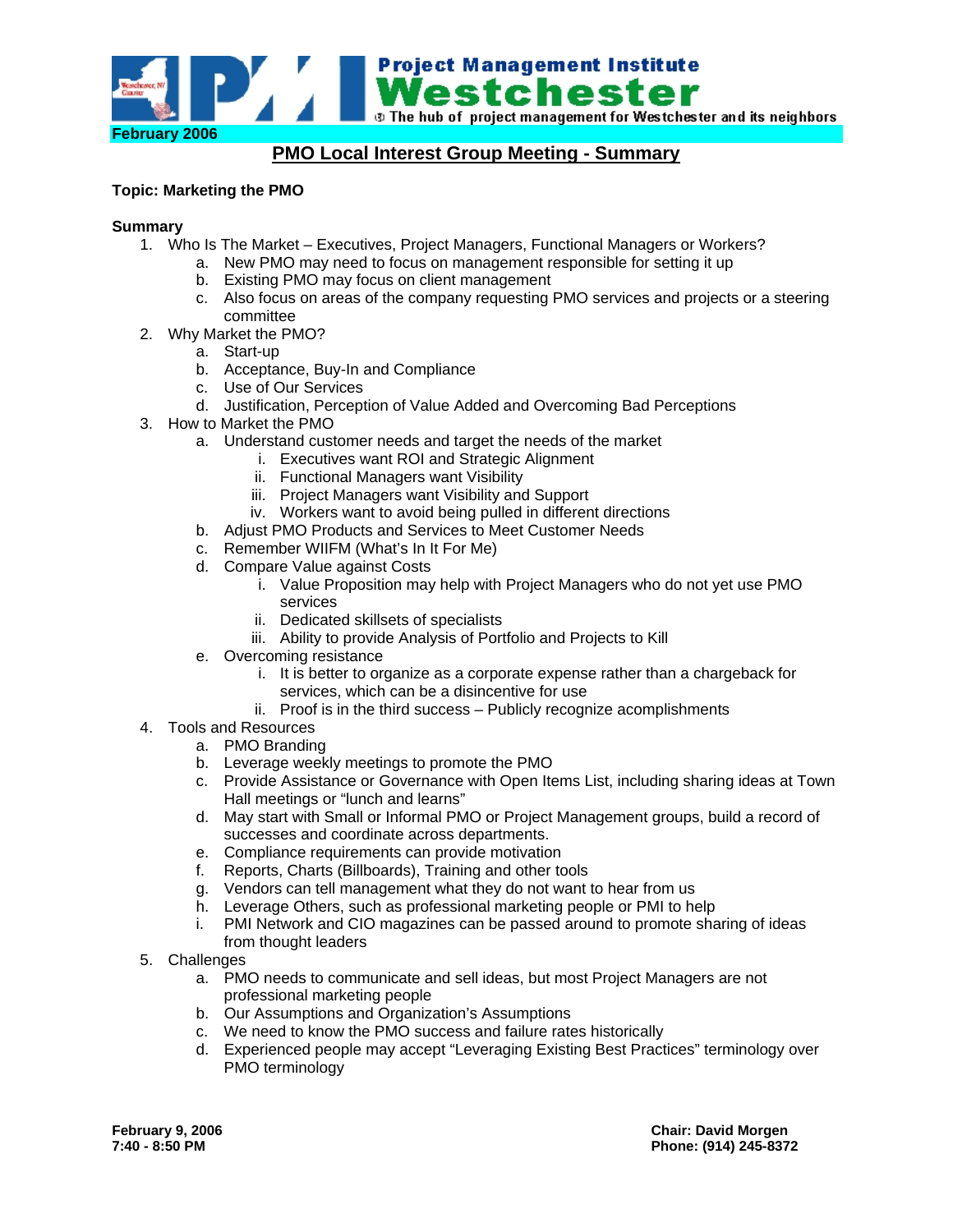Project Management Institute
**Westchester**
The hub of project management for Westchester and its neighbors

**February 2006**

# PMO Local Interest Group Meeting - Summary

**Topic: Marketing the PMO**

**Summary**

1. Who Is The Market – Executives, Project Managers, Functional Managers or Workers?
   a. New PMO may need to focus on management responsible for setting it up
   b. Existing PMO may focus on client management
   c. Also focus on areas of the company requesting PMO services and projects or a steering committee
2. Why Market the PMO?
   a. Start-up
   b. Acceptance, Buy-In and Compliance
   c. Use of Our Services
   d. Justification, Perception of Value Added and Overcoming Bad Perceptions
3. How to Market the PMO
   a. Understand customer needs and target the needs of the market
      i. Executives want ROI and Strategic Alignment
      ii. Functional Managers want Visibility
      iii. Project Managers want Visibility and Support
      iv. Workers want to avoid being pulled in different directions
   b. Adjust PMO Products and Services to Meet Customer Needs
   c. Remember WIIFM (What's In It For Me)
   d. Compare Value against Costs
      i. Value Proposition may help with Project Managers who do not yet use PMO services
      ii. Dedicated skillsets of specialists
      iii. Ability to provide Analysis of Portfolio and Projects to Kill
   e. Overcoming resistance
      i. It is better to organize as a corporate expense rather than a chargeback for services, which can be a disincentive for use
      ii. Proof is in the third success – Publicly recognize acomplishments
4. Tools and Resources
   a. PMO Branding
   b. Leverage weekly meetings to promote the PMO
   c. Provide Assistance or Governance with Open Items List, including sharing ideas at Town Hall meetings or "lunch and learns"
   d. May start with Small or Informal PMO or Project Management groups, build a record of successes and coordinate across departments.
   e. Compliance requirements can provide motivation
   f. Reports, Charts (Billboards), Training and other tools
   g. Vendors can tell management what they do not want to hear from us
   h. Leverage Others, such as professional marketing people or PMI to help
   i. PMI Network and CIO magazines can be passed around to promote sharing of ideas from thought leaders
5. Challenges
   a. PMO needs to communicate and sell ideas, but most Project Managers are not professional marketing people
   b. Our Assumptions and Organization's Assumptions
   c. We need to know the PMO success and failure rates historically
   d. Experienced people may accept "Leveraging Existing Best Practices" terminology over PMO terminology

**February 9, 2006**
**7:40 - 8:50 PM**

**Chair: David Morgen**
**Phone: (914) 245-8372**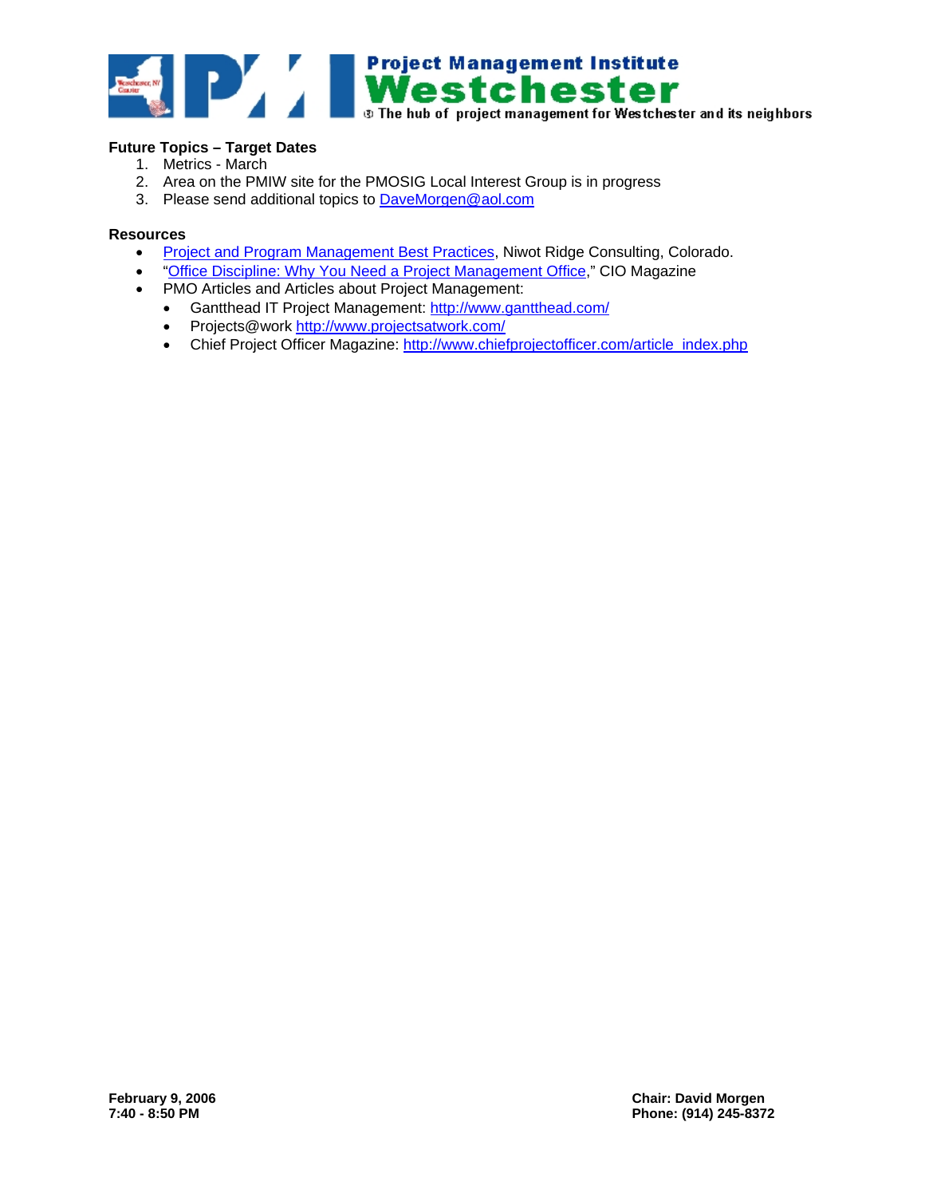**Future Topics – Target Dates**

1. Metrics - March
2. Area on the PMIW site for the PMOSIG Local Interest Group is in progress
3. Please send additional topics to DaveMorgen@aol.com

**Resources**

- Project and Program Management Best Practices, Niwot Ridge Consulting, Colorado.
- "Office Discipline: Why You Need a Project Management Office," CIO Magazine
- PMO Articles and Articles about Project Management:
    - Gantthead IT Project Management: http://www.gantthead.com/
    - Projects@work http://www.projectsatwork.com/
    - Chief Project Officer Magazine: http://www.chiefprojectofficer.com/article_index.php

**February 9, 2006**
**7:40 - 8:50 PM**

**Chair: David Morgen**
**Phone: (914) 245-8372**